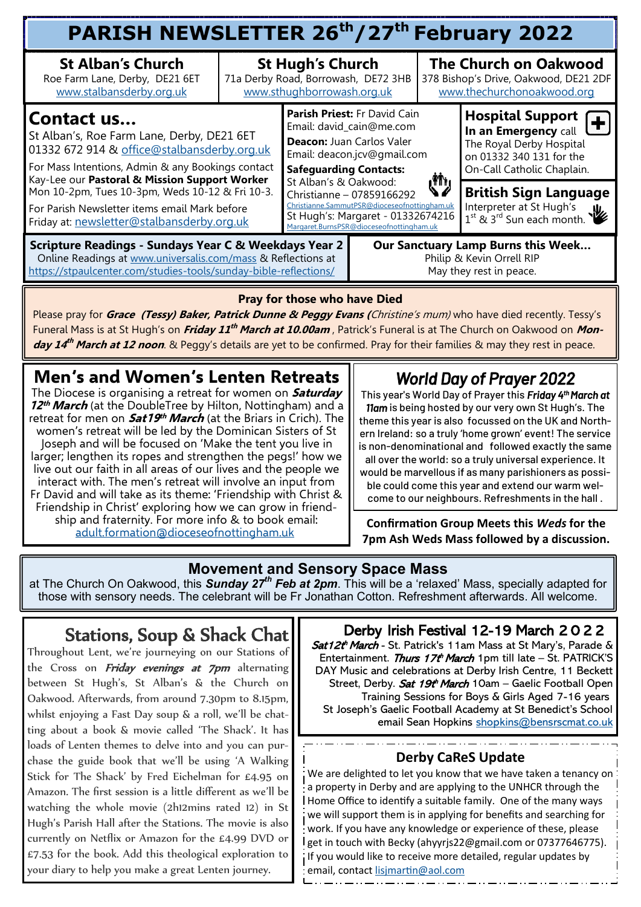# PARISH NEWSLETTER 26th/27th February 2022

## St Alban's Church

Roe Farm Lane, Derby, DE21 6ET
www.stalbansderby.org.uk

## St Hugh's Church

71a Derby Road, Borrowash, DE72 3HB
www.sthughborrowash.org.uk

## The Church on Oakwood

378 Bishop's Drive, Oakwood, DE21 2DF
www.thechurchonoakwood.org

## Contact us...

St Alban's, Roe Farm Lane, Derby, DE21 6ET
01332 672 914 & office@stalbansderby.org.uk

For Mass Intentions, Admin & any Bookings contact Kay-Lee our **Pastoral & Mission Support Worker** Mon 10-2pm, Tues 10-3pm, Weds 10-12 & Fri 10-3.

For Parish Newsletter items email Mark before Friday at: newsletter@stalbansderby.org.uk

**Parish Priest:** Fr David Cain
Email: david_cain@me.com

**Deacon:** Juan Carlos Valer
Email: deacon.jcv@gmail.com

**Safeguarding Contacts:**
St Alban's & Oakwood:
Christianne – 07859166292
Christianne.SammutPSR@dioceseofnottingham.uk
St Hugh's: Margaret - 01332674216
Margaret.BurnsPSR@dioceseofnottingham.uk

## Hospital Support

**In an Emergency** call The Royal Derby Hospital on 01332 340 131 for the On-Call Catholic Chaplain.

## British Sign Language

Interpreter at St Hugh's 1st & 3rd Sun each month.

**Scripture Readings - Sundays Year C & Weekdays Year 2**
Online Readings at www.universalis.com/mass & Reflections at https://stpaulcenter.com/studies-tools/sunday-bible-reflections/

**Our Sanctuary Lamp Burns this Week...**
Philip & Kevin Orrell RIP
May they rest in peace.

**Pray for those who have Died**

Please pray for ***Grace (Tessy) Baker, Patrick Dunne & Peggy Evans*** *(Christine's mum)* who have died recently. Tessy's Funeral Mass is at St Hugh's on ***Friday 11th March at 10.00am*** , Patrick's Funeral is at The Church on Oakwood on ***Monday 14th March at 12 noon***. & Peggy's details are yet to be confirmed. Pray for their families & may they rest in peace.

## Men's and Women's Lenten Retreats

The Diocese is organising a retreat for women on ***Saturday 12th March*** (at the DoubleTree by Hilton, Nottingham) and a retreat for men on ***Sat19th March*** (at the Briars in Crich). The women's retreat will be led by the Dominican Sisters of St Joseph and will be focused on 'Make the tent you live in larger; lengthen its ropes and strengthen the pegs!' how we live out our faith in all areas of our lives and the people we interact with. The men's retreat will involve an input from Fr David and will take as its theme: 'Friendship with Christ & Friendship in Christ' exploring how we can grow in friendship and fraternity. For more info & to book email: adult.formation@dioceseofnottingham.uk

## *World Day of Prayer 2022*

This year's World Day of Prayer this ***Friday 4th March at 11am*** is being hosted by our very own St Hugh's. The theme this year is also focussed on the UK and Northern Ireland: so a truly 'home grown' event! The service is non-denominational and followed exactly the same all over the world: so a truly universal experience. It would be marvellous if as many parishioners as possible could come this year and extend our warm welcome to our neighbours. Refreshments in the hall .

**Confirmation Group Meets this *Weds* for the 7pm Ash Weds Mass followed by a discussion.**

## Movement and Sensory Space Mass

at The Church On Oakwood, this ***Sunday 27th Feb at 2pm***. This will be a 'relaxed' Mass, specially adapted for those with sensory needs. The celebrant will be Fr Jonathan Cotton. Refreshment afterwards. All welcome.

## Stations, Soup & Shack Chat

Throughout Lent, we're journeying on our Stations of the Cross on ***Friday evenings at 7pm*** alternating between St Hugh's, St Alban's & the Church on Oakwood. Afterwards, from around 7.30pm to 8.15pm, whilst enjoying a Fast Day soup & a roll, we'll be chatting about a book & movie called 'The Shack'. It has loads of Lenten themes to delve into and you can purchase the guide book that we'll be using 'A Walking Stick for The Shack' by Fred Eichelman for £4.95 on Amazon. The first session is a little different as we'll be watching the whole movie (2h12mins rated 12) in St Hugh's Parish Hall after the Stations. The movie is also currently on Netflix or Amazon for the £4.99 DVD or £7.53 for the book. Add this theological exploration to your diary to help you make a great Lenten journey.

## Derby Irish Festival 12-19 March 2022

***Sat12th March*** - St. Patrick's 11am Mass at St Mary's, Parade & Entertainment. ***Thurs 17th March*** 1pm till late – St. PATRICK'S DAY Music and celebrations at Derby Irish Centre, 11 Beckett Street, Derby. ***Sat 19th March*** 10am – Gaelic Football Open Training Sessions for Boys & Girls Aged 7-16 years St Joseph's Gaelic Football Academy at St Benedict's School email Sean Hopkins shopkins@bensrscmat.co.uk

## Derby CaReS Update

We are delighted to let you know that we have taken a tenancy on a property in Derby and are applying to the UNHCR through the Home Office to identify a suitable family. One of the many ways we will support them is in applying for benefits and searching for work. If you have any knowledge or experience of these, please get in touch with Becky (ahyyrjs22@gmail.com or 07377646775). If you would like to receive more detailed, regular updates by email, contact lisjmartin@aol.com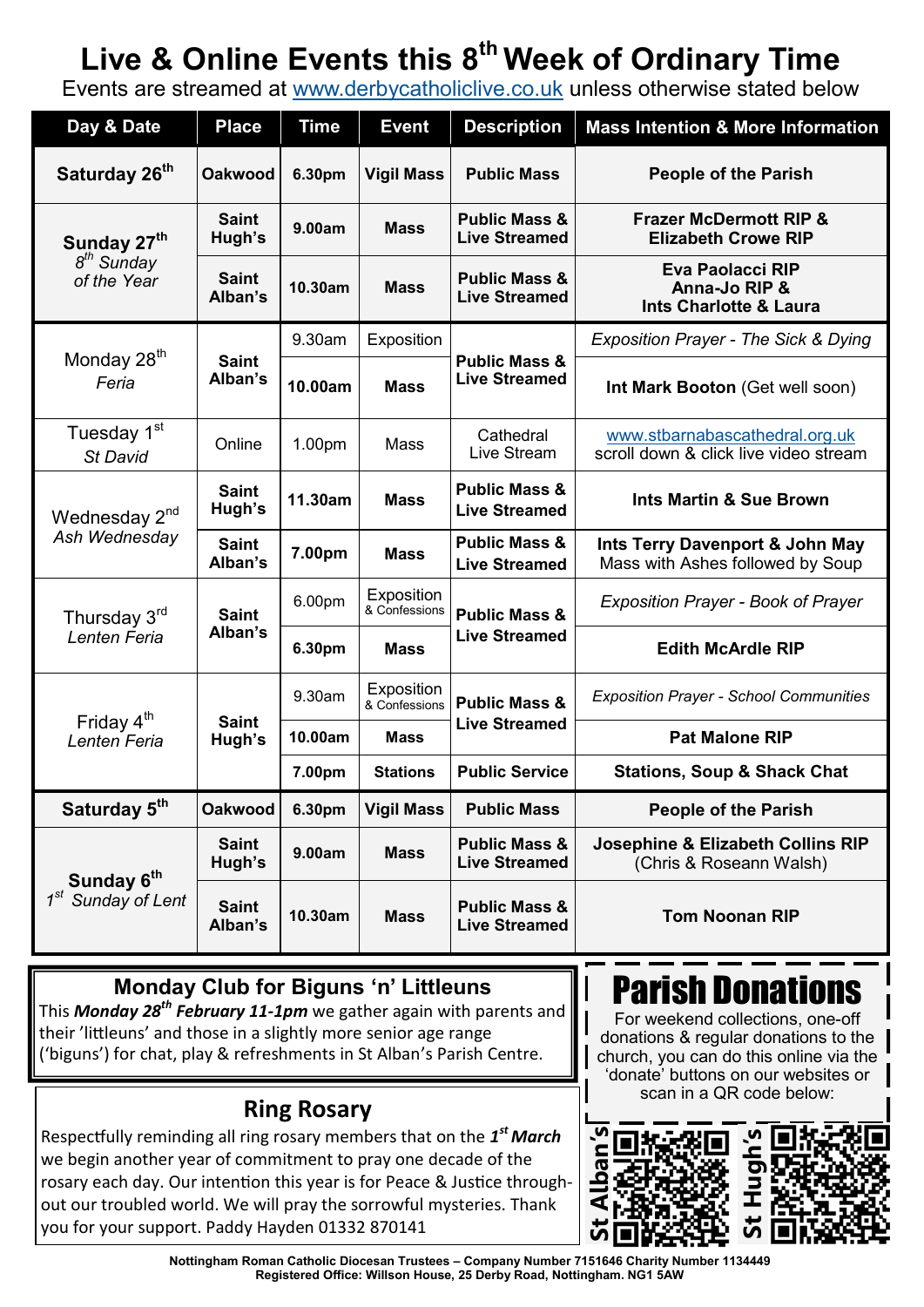# Live & Online Events this 8th Week of Ordinary Time

Events are streamed at www.derbycatholiclive.co.uk unless otherwise stated below

| Day & Date | Place | Time | Event | Description | Mass Intention & More Information |
|---|---|---|---|---|---|
| **Saturday 26th** | **Oakwood** | **6.30pm** | **Vigil Mass** | **Public Mass** | **People of the Parish** |
| **Sunday 27th** *8th Sunday of the Year* | **Saint Hugh's** | **9.00am** | **Mass** | **Public Mass & Live Streamed** | **Frazer McDermott RIP & Elizabeth Crowe RIP** |
| | **Saint Alban's** | **10.30am** | **Mass** | **Public Mass & Live Streamed** | **Eva Paolacci RIP Anna-Jo RIP & Ints Charlotte & Laura** |
| Monday 28th *Feria* | **Saint Alban's** | 9.30am | Exposition | **Public Mass & Live Streamed** | *Exposition Prayer - The Sick & Dying* |
| | | **10.00am** | **Mass** | | **Int Mark Booton** (Get well soon) |
| Tuesday 1st *St David* | Online | 1.00pm | Mass | Cathedral Live Stream | www.stbarnabascathedral.org.uk scroll down & click live video stream |
| Wednesday 2nd *Ash Wednesday* | **Saint Hugh's** | **11.30am** | **Mass** | **Public Mass & Live Streamed** | **Ints Martin & Sue Brown** |
| | **Saint Alban's** | **7.00pm** | **Mass** | **Public Mass & Live Streamed** | **Ints Terry Davenport & John May** Mass with Ashes followed by Soup |
| Thursday 3rd *Lenten Feria* | **Saint Alban's** | 6.00pm | Exposition & Confessions | **Public Mass & Live Streamed** | *Exposition Prayer - Book of Prayer* |
| | | **6.30pm** | **Mass** | | **Edith McArdle RIP** |
| Friday 4th *Lenten Feria* | **Saint Hugh's** | 9.30am | Exposition & Confessions | **Public Mass & Live Streamed** | *Exposition Prayer - School Communities* |
| | | **10.00am** | **Mass** | | **Pat Malone RIP** |
| | | **7.00pm** | **Stations** | **Public Service** | **Stations, Soup & Shack Chat** |
| **Saturday 5th** | **Oakwood** | **6.30pm** | **Vigil Mass** | **Public Mass** | **People of the Parish** |
| **Sunday 6th** *1st Sunday of Lent* | **Saint Hugh's** | **9.00am** | **Mass** | **Public Mass & Live Streamed** | **Josephine & Elizabeth Collins RIP** (Chris & Roseann Walsh) |
| | **Saint Alban's** | **10.30am** | **Mass** | **Public Mass & Live Streamed** | **Tom Noonan RIP** |

## Monday Club for Biguns 'n' Littleuns

This ***Monday 28th February 11-1pm*** we gather again with parents and their 'littleuns' and those in a slightly more senior age range ('biguns') for chat, play & refreshments in St Alban's Parish Centre.

## Ring Rosary

Respectfully reminding all ring rosary members that on the ***1st March*** we begin another year of commitment to pray one decade of the rosary each day. Our intention this year is for Peace & Justice throughout our troubled world. We will pray the sorrowful mysteries. Thank you for your support. Paddy Hayden 01332 870141

## Parish Donations

For weekend collections, one-off donations & regular donations to the church, you can do this online via the 'donate' buttons on our websites or scan in a QR code below:

St Alban's

St Hugh's

Nottingham Roman Catholic Diocesan Trustees – Company Number 7151646 Charity Number 1134449
Registered Office: Willson House, 25 Derby Road, Nottingham. NG1 5AW